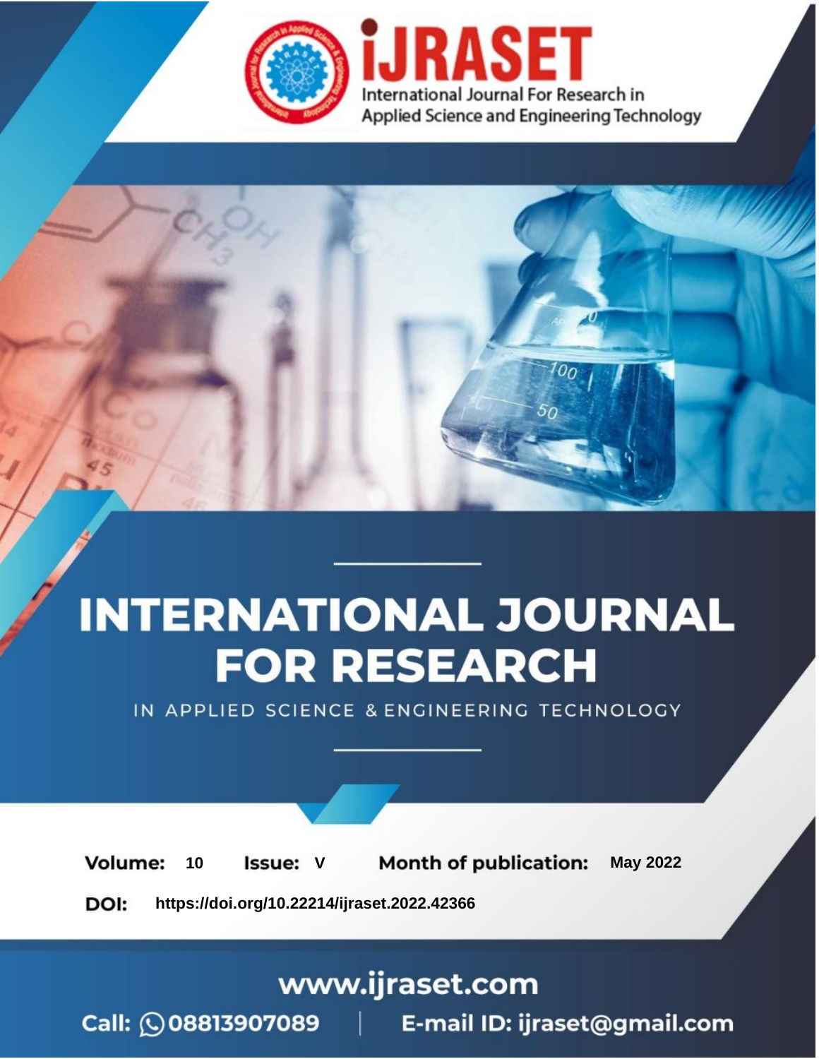# INTERNATIONAL JOURNAL FOR RESEARCH

IN APPLIED SCIENCE & ENGINEERING TECHNOLOGY

**Volume:** 10 **Issue:** V **Month of publication:** May 2022

**DOI:** https://doi.org/10.22214/ijraset.2022.42366

www.ijraset.com

Call: 08813907089 | E-mail ID: ijraset@gmail.com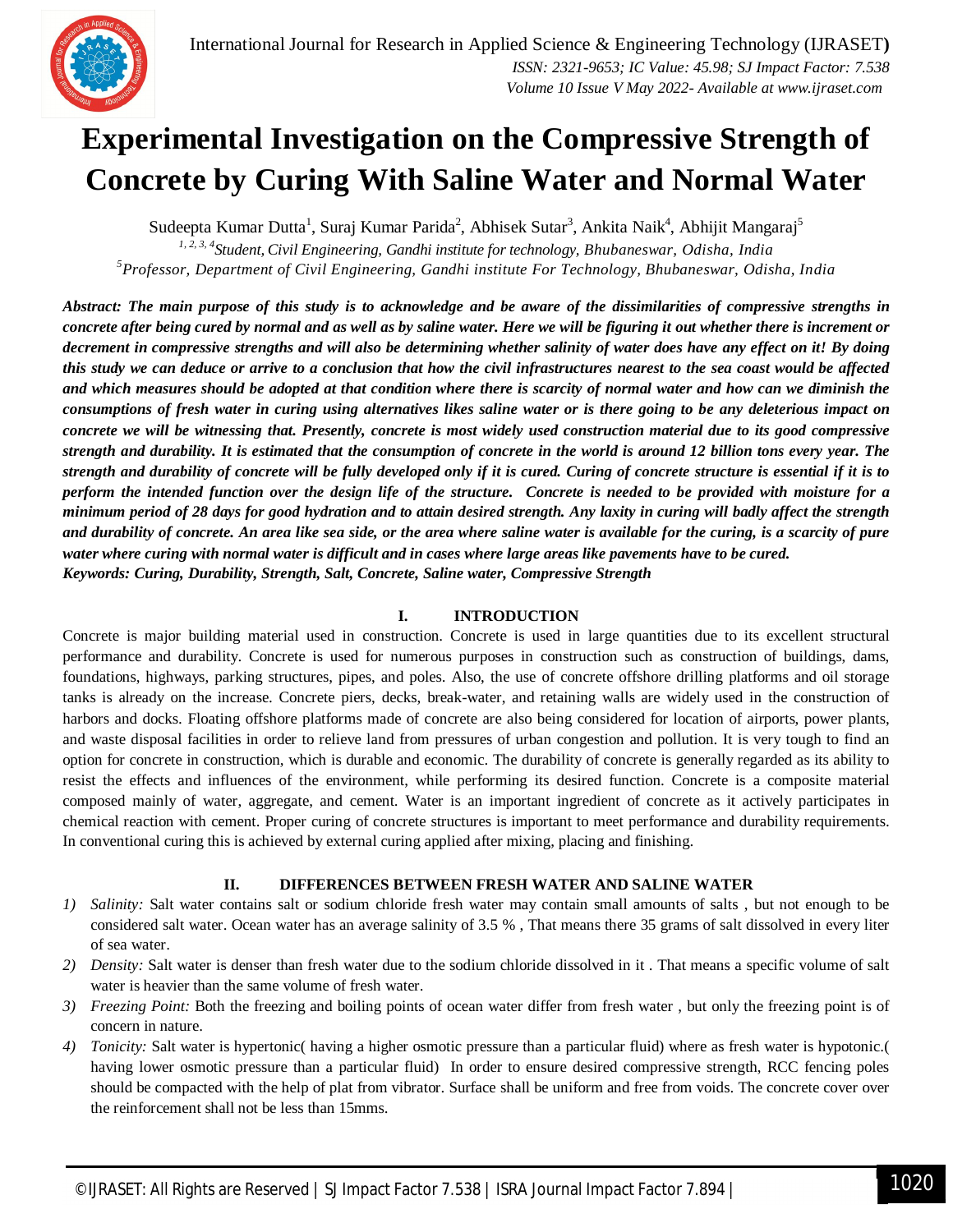# Experimental Investigation on the Compressive Strength of Concrete by Curing With Saline Water and Normal Water

Sudeepta Kumar Dutta[1], Suraj Kumar Parida[2], Abhisek Sutar[3], Ankita Naik[4], Abhijit Mangaraj[5]

[1, 2, 3, 4]*Student, Civil Engineering, Gandhi institute for technology, Bhubaneswar, Odisha, India*

[5]*Professor, Department of Civil Engineering, Gandhi institute For Technology, Bhubaneswar, Odisha, India*

***Abstract:** The main purpose of this study is to acknowledge and be aware of the dissimilarities of compressive strengths in concrete after being cured by normal and as well as by saline water. Here we will be figuring it out whether there is increment or decrement in compressive strengths and will also be determining whether salinity of water does have any effect on it! By doing this study we can deduce or arrive to a conclusion that how the civil infrastructures nearest to the sea coast would be affected and which measures should be adopted at that condition where there is scarcity of normal water and how can we diminish the consumptions of fresh water in curing using alternatives likes saline water or is there going to be any deleterious impact on concrete we will be witnessing that. Presently, concrete is most widely used construction material due to its good compressive strength and durability. It is estimated that the consumption of concrete in the world is around 12 billion tons every year. The strength and durability of concrete will be fully developed only if it is cured. Curing of concrete structure is essential if it is to perform the intended function over the design life of the structure. Concrete is needed to be provided with moisture for a minimum period of 28 days for good hydration and to attain desired strength. Any laxity in curing will badly affect the strength and durability of concrete. An area like sea side, or the area where saline water is available for the curing, is a scarcity of pure water where curing with normal water is difficult and in cases where large areas like pavements have to be cured.***

***Keywords:** Curing, Durability, Strength, Salt, Concrete, Saline water, Compressive Strength*

## I. INTRODUCTION

Concrete is major building material used in construction. Concrete is used in large quantities due to its excellent structural performance and durability. Concrete is used for numerous purposes in construction such as construction of buildings, dams, foundations, highways, parking structures, pipes, and poles. Also, the use of concrete offshore drilling platforms and oil storage tanks is already on the increase. Concrete piers, decks, break-water, and retaining walls are widely used in the construction of harbors and docks. Floating offshore platforms made of concrete are also being considered for location of airports, power plants, and waste disposal facilities in order to relieve land from pressures of urban congestion and pollution. It is very tough to find an option for concrete in construction, which is durable and economic. The durability of concrete is generally regarded as its ability to resist the effects and influences of the environment, while performing its desired function. Concrete is a composite material composed mainly of water, aggregate, and cement. Water is an important ingredient of concrete as it actively participates in chemical reaction with cement. Proper curing of concrete structures is important to meet performance and durability requirements. In conventional curing this is achieved by external curing applied after mixing, placing and finishing.

## II. DIFFERENCES BETWEEN FRESH WATER AND SALINE WATER

1) *Salinity:* Salt water contains salt or sodium chloride fresh water may contain small amounts of salts , but not enough to be considered salt water. Ocean water has an average salinity of 3.5 % , That means there 35 grams of salt dissolved in every liter of sea water.
2) *Density:* Salt water is denser than fresh water due to the sodium chloride dissolved in it . That means a specific volume of salt water is heavier than the same volume of fresh water.
3) *Freezing Point:* Both the freezing and boiling points of ocean water differ from fresh water , but only the freezing point is of concern in nature.
4) *Tonicity:* Salt water is hypertonic( having a higher osmotic pressure than a particular fluid) where as fresh water is hypotonic.( having lower osmotic pressure than a particular fluid) In order to ensure desired compressive strength, RCC fencing poles should be compacted with the help of plat from vibrator. Surface shall be uniform and free from voids. The concrete cover over the reinforcement shall not be less than 15mms.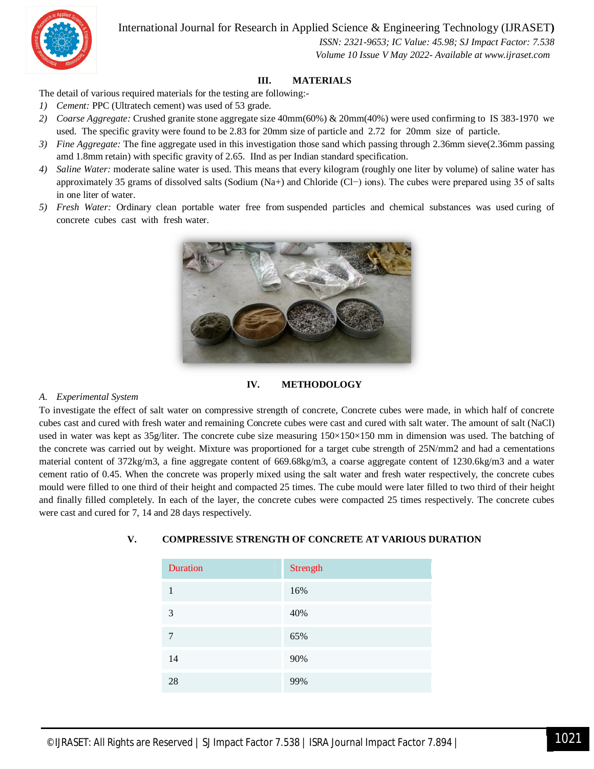## III. MATERIALS

The detail of various required materials for the testing are following:-

1) *Cement:* PPC (Ultratech cement) was used of 53 grade.
2) *Coarse Aggregate:* Crushed granite stone aggregate size 40mm(60%) & 20mm(40%) were used confirming to IS 383-1970 we used. The specific gravity were found to be 2.83 for 20mm size of particle and 2.72 for 20mm size of particle.
3) *Fine Aggregate:* The fine aggregate used in this investigation those sand which passing through 2.36mm sieve(2.36mm passing amd 1.8mm retain) with specific gravity of 2.65. IInd as per Indian standard specification.
4) *Saline Water:* moderate saline water is used. This means that every kilogram (roughly one liter by volume) of saline water has approximately 35 grams of dissolved salts (Sodium ($Na^+$) and Chloride ($Cl^-$) ions). The cubes were prepared using 35 of salts in one liter of water.
5) *Fresh Water:* Ordinary clean portable water free from suspended particles and chemical substances was used curing of concrete cubes cast with fresh water.

## IV. METHODOLOGY

### A. *Experimental System*

To investigate the effect of salt water on compressive strength of concrete, Concrete cubes were made, in which half of concrete cubes cast and cured with fresh water and remaining Concrete cubes were cast and cured with salt water. The amount of salt (NaCl) used in water was kept as 35g/liter. The concrete cube size measuring 150×150×150 mm in dimension was used. The batching of the concrete was carried out by weight. Mixture was proportioned for a target cube strength of 25N/mm2 and had a cementations material content of 372kg/m3, a fine aggregate content of 669.68kg/m3, a coarse aggregate content of 1230.6kg/m3 and a water cement ratio of 0.45. When the concrete was properly mixed using the salt water and fresh water respectively, the concrete cubes mould were filled to one third of their height and compacted 25 times. The cube mould were later filled to two third of their height and finally filled completely. In each of the layer, the concrete cubes were compacted 25 times respectively. The concrete cubes were cast and cured for 7, 14 and 28 days respectively.

## V. COMPRESSIVE STRENGTH OF CONCRETE AT VARIOUS DURATION

| Duration | Strength |
|---|---|
| 1 | 16% |
| 3 | 40% |
| 7 | 65% |
| 14 | 90% |
| 28 | 99% |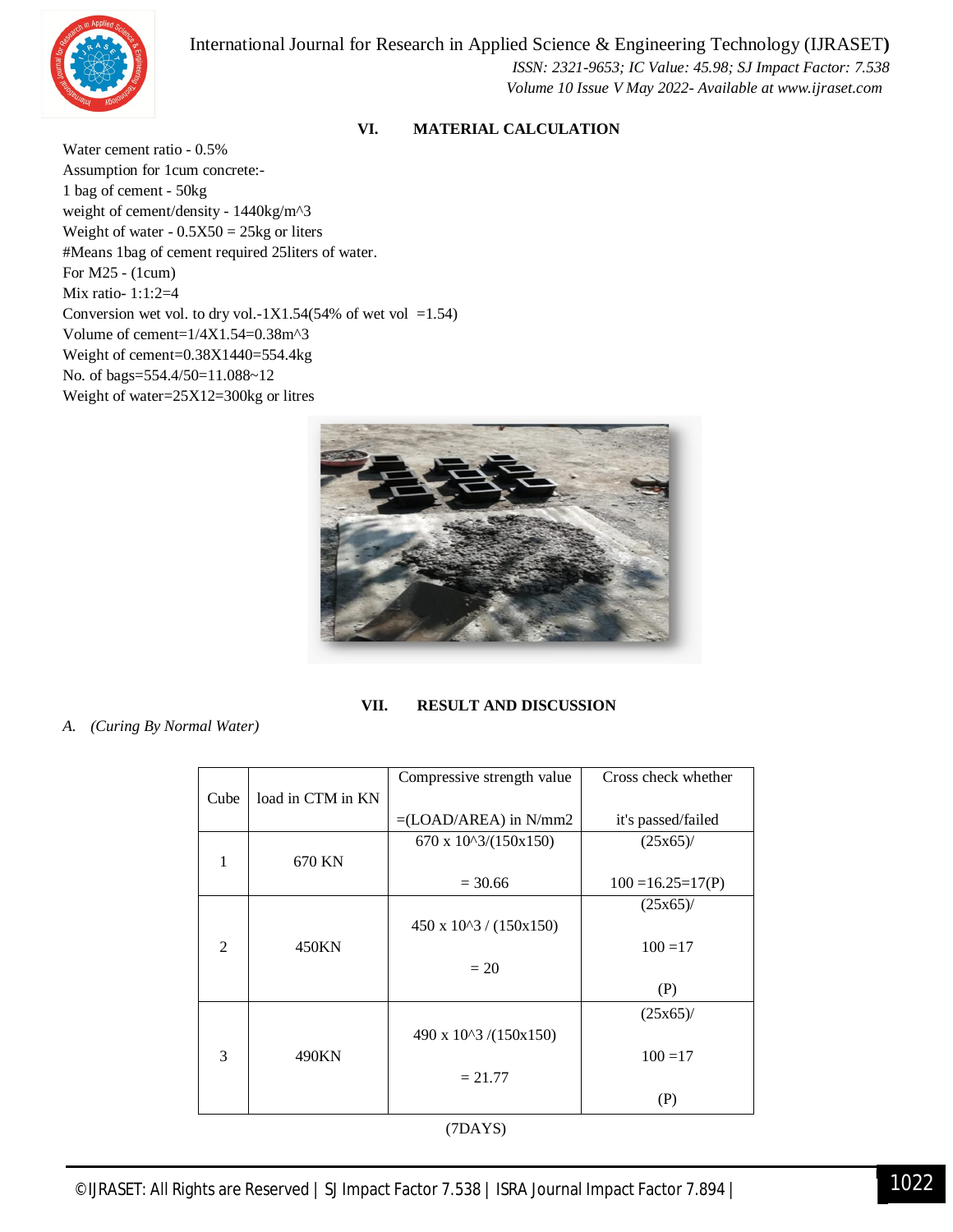## VI. MATERIAL CALCULATION

Water cement ratio - 0.5%
Assumption for 1cum concrete:-
1 bag of cement - 50kg
weight of cement/density - 1440kg/m^3
Weight of water - 0.5X50 = 25kg or liters
#Means 1bag of cement required 25liters of water.
For M25 - (1cum)
Mix ratio- 1:1:2=4
Conversion wet vol. to dry vol.-1X1.54(54% of wet vol =1.54)
Volume of cement=1/4X1.54=0.38m^3
Weight of cement=0.38X1440=554.4kg
No. of bags=554.4/50=11.088~12
Weight of water=25X12=300kg or litres

## VII. RESULT AND DISCUSSION

*A. (Curing By Normal Water)*

| Cube | load in CTM in KN | Compressive strength value =(LOAD/AREA) in N/mm2 | Cross check whether it's passed/failed |
|---|---|---|---|
| 1 | 670 KN | 670 x 10^3/(150x150) = 30.66 | (25x65)/ 100 =16.25=17(P) |
| 2 | 450KN | 450 x 10^3 / (150x150) = 20 | (25x65)/ 100 =17 (P) |
| 3 | 490KN | 490 x 10^3 /(150x150) = 21.77 | (25x65)/ 100 =17 (P) |

(7DAYS)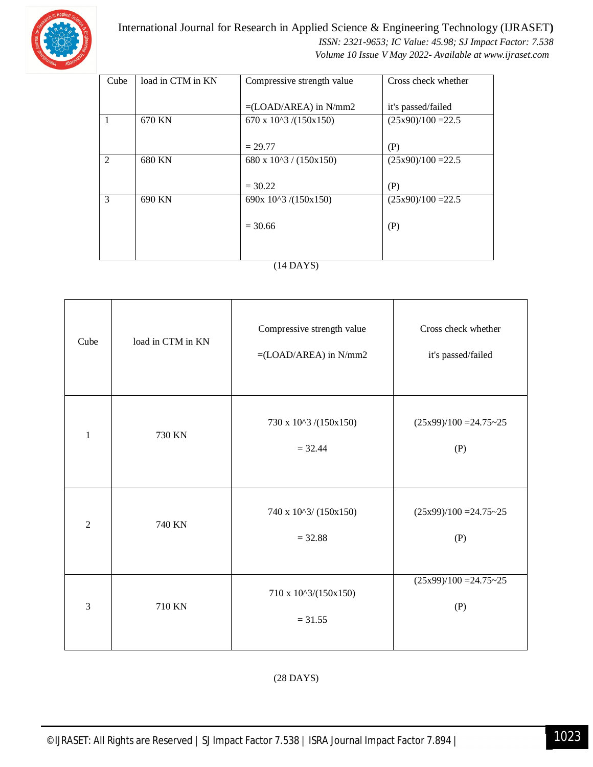| Cube | load in CTM in KN | Compressive strength value =(LOAD/AREA) in N/mm2 | Cross check whether it's passed/failed |
|---|---|---|---|
| 1 | 670 KN | 670 x 10^3 /(150x150) = 29.77 | (25x90)/100 =22.5 (P) |
| 2 | 680 KN | 680 x 10^3 / (150x150) = 30.22 | (25x90)/100 =22.5 (P) |
| 3 | 690 KN | 690x 10^3 /(150x150) = 30.66 | (25x90)/100 =22.5 (P) |

(14 DAYS)

| Cube | load in CTM in KN | Compressive strength value =(LOAD/AREA) in N/mm2 | Cross check whether it's passed/failed |
|---|---|---|---|
| 1 | 730 KN | 730 x 10^3 /(150x150) = 32.44 | (25x99)/100 =24.75~25 (P) |
| 2 | 740 KN | 740 x 10^3/ (150x150) = 32.88 | (25x99)/100 =24.75~25 (P) |
| 3 | 710 KN | 710 x 10^3/(150x150) = 31.55 | (25x99)/100 =24.75~25 (P) |

(28 DAYS)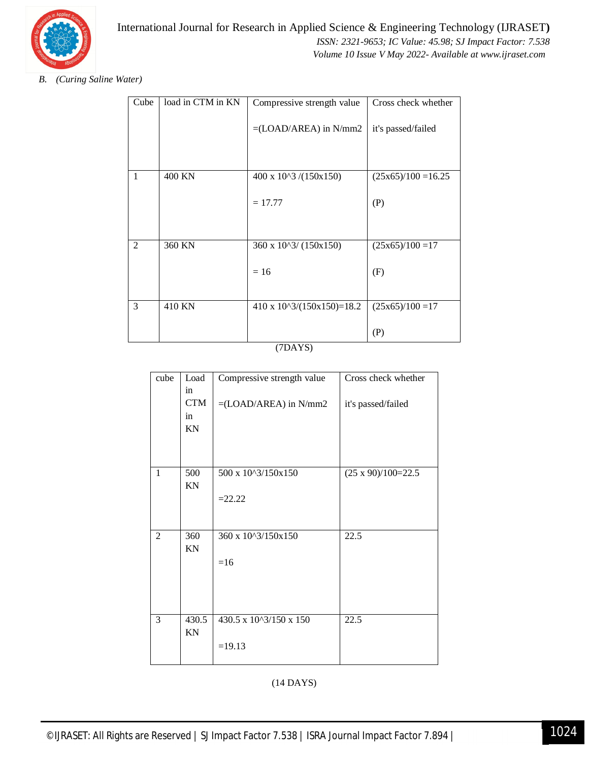*B. (Curing Saline Water)*

| Cube | load in CTM in KN | Compressive strength value<br><br>=(LOAD/AREA) in N/mm2 | Cross check whether<br><br>it's passed/failed |
|---|---|---|---|
| 1 | 400 KN | 400 x 10^3 /(150x150)<br><br>= 17.77 | (25x65)/100 =16.25<br><br>(P) |
| 2 | 360 KN | 360 x 10^3/ (150x150)<br><br>= 16 | (25x65)/100 =17<br><br>(F) |
| 3 | 410 KN | 410 x 10^3/(150x150)=18.2 | (25x65)/100 =17<br><br>(P) |

(7DAYS)

| cube | Load in CTM in KN | Compressive strength value<br><br>=(LOAD/AREA) in N/mm2 | Cross check whether<br><br>it's passed/failed |
|---|---|---|---|
| 1 | 500 KN | 500 x 10^3/150x150<br><br>=22.22 | (25 x 90)/100=22.5 |
| 2 | 360 KN | 360 x 10^3/150x150<br><br>=16 | 22.5 |
| 3 | 430.5 KN | 430.5 x 10^3/150 x 150<br><br>=19.13 | 22.5 |

(14 DAYS)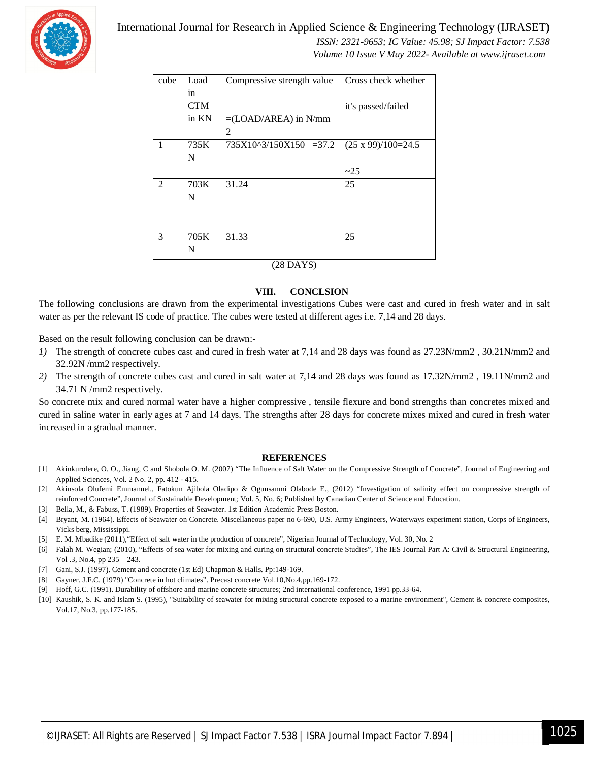| cube | Load in CTM in KN | Compressive strength value =(LOAD/AREA) in N/mm 2 | Cross check whether it's passed/failed |
|---|---|---|---|
| 1 | 735KN | 735X10^3/150X150 =37.2 | (25 x 99)/100=24.5 ~25 |
| 2 | 703KN | 31.24 | 25 |
| 3 | 705KN | 31.33 | 25 |

(28 DAYS)

## VIII. CONCLSION

The following conclusions are drawn from the experimental investigations Cubes were cast and cured in fresh water and in salt water as per the relevant IS code of practice. The cubes were tested at different ages i.e. 7,14 and 28 days.

Based on the result following conclusion can be drawn:-

1) The strength of concrete cubes cast and cured in fresh water at 7,14 and 28 days was found as 27.23N/mm2 , 30.21N/mm2 and 32.92N /mm2 respectively.
2) The strength of concrete cubes cast and cured in salt water at 7,14 and 28 days was found as 17.32N/mm2 , 19.11N/mm2 and 34.71 N /mm2 respectively.

So concrete mix and cured normal water have a higher compressive , tensile flexure and bond strengths than concretes mixed and cured in saline water in early ages at 7 and 14 days. The strengths after 28 days for concrete mixes mixed and cured in fresh water increased in a gradual manner.

## REFERENCES

[1] Akinkurolere, O. O., Jiang, C and Shobola O. M. (2007) "The Influence of Salt Water on the Compressive Strength of Concrete", Journal of Engineering and Applied Sciences, Vol. 2 No. 2, pp. 412 - 415.

[2] Akinsola Olufemi Emmanuel., Fatokun Ajibola Oladipo & Ogunsanmi Olabode E., (2012) "Investigation of salinity effect on compressive strength of reinforced Concrete", Journal of Sustainable Development; Vol. 5, No. 6; Published by Canadian Center of Science and Education.

[3] Bella, M., & Fabuss, T. (1989). Properties of Seawater. 1st Edition Academic Press Boston.

[4] Bryant, M. (1964). Effects of Seawater on Concrete. Miscellaneous paper no 6-690, U.S. Army Engineers, Waterways experiment station, Corps of Engineers, Vicks berg, Mississippi.

[5] E. M. Mbadike (2011),"Effect of salt water in the production of concrete", Nigerian Journal of Technology, Vol. 30, No. 2

[6] Falah M. Wegian; (2010), "Effects of sea water for mixing and curing on structural concrete Studies", The IES Journal Part A: Civil & Structural Engineering, Vol .3, No.4, pp 235 – 243.

[7] Gani, S.J. (1997). Cement and concrete (1st Ed) Chapman & Halls. Pp:149-169.

[8] Gayner. J.F.C. (1979) "Concrete in hot climates". Precast concrete Vol.10,No.4,pp.169-172.

[9] Hoff, G.C. (1991). Durability of offshore and marine concrete structures; 2nd international conference, 1991 pp.33-64.

[10] Kaushik, S. K. and Islam S. (1995), "Suitability of seawater for mixing structural concrete exposed to a marine environment", Cement & concrete composites, Vol.17, No.3, pp.177-185.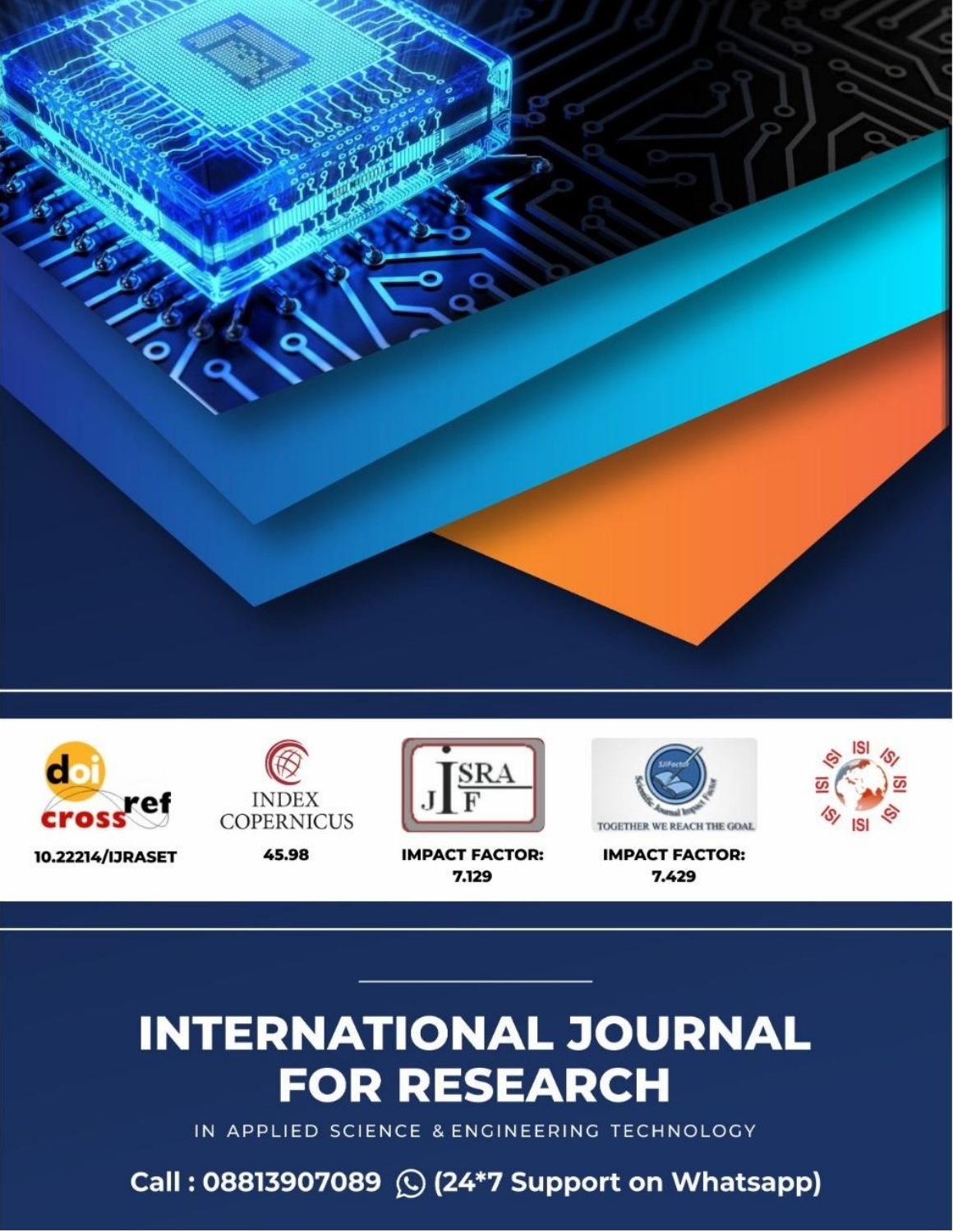10.22214/IJRASET

45.98

IMPACT FACTOR: 7.129

IMPACT FACTOR: 7.429

# INTERNATIONAL JOURNAL FOR RESEARCH

IN APPLIED SCIENCE & ENGINEERING TECHNOLOGY

Call : 08813907089 (24*7 Support on Whatsapp)